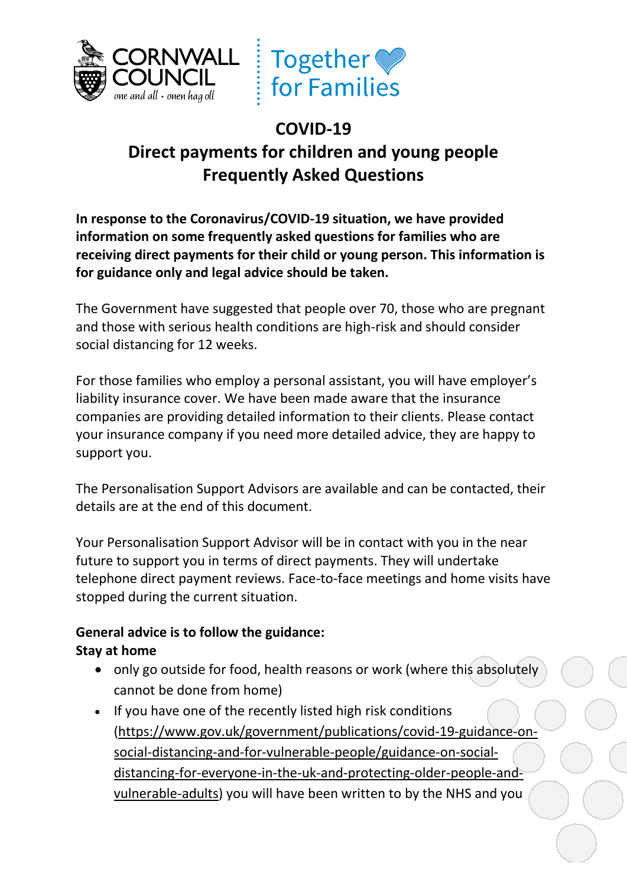CORNWALL COUNCIL
one and all · onen hag oll

Together for Families

# COVID-19
# Direct payments for children and young people Frequently Asked Questions

**In response to the Coronavirus/COVID-19 situation, we have provided information on some frequently asked questions for families who are receiving direct payments for their child or young person. This information is for guidance only and legal advice should be taken.**

The Government have suggested that people over 70, those who are pregnant and those with serious health conditions are high-risk and should consider social distancing for 12 weeks.

For those families who employ a personal assistant, you will have employer's liability insurance cover. We have been made aware that the insurance companies are providing detailed information to their clients. Please contact your insurance company if you need more detailed advice, they are happy to support you.

The Personalisation Support Advisors are available and can be contacted, their details are at the end of this document.

Your Personalisation Support Advisor will be in contact with you in the near future to support you in terms of direct payments. They will undertake telephone direct payment reviews. Face-to-face meetings and home visits have stopped during the current situation.

**General advice is to follow the guidance:**
**Stay at home**

- only go outside for food, health reasons or work (where this absolutely cannot be done from home)
- If you have one of the recently listed high risk conditions (https://www.gov.uk/government/publications/covid-19-guidance-on-social-distancing-and-for-vulnerable-people/guidance-on-social-distancing-for-everyone-in-the-uk-and-protecting-older-people-and-vulnerable-adults) you will have been written to by the NHS and you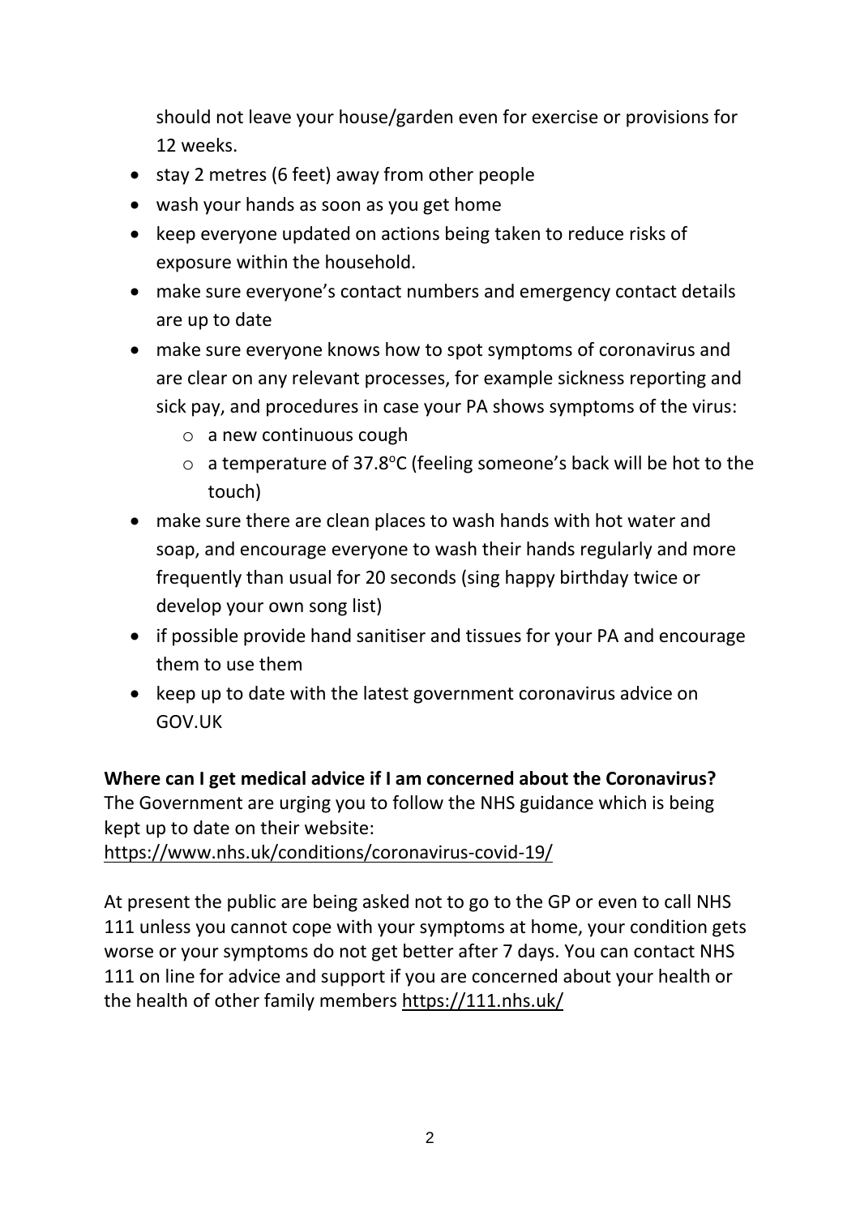should not leave your house/garden even for exercise or provisions for 12 weeks.

- stay 2 metres (6 feet) away from other people
- wash your hands as soon as you get home
- keep everyone updated on actions being taken to reduce risks of exposure within the household.
- make sure everyone's contact numbers and emergency contact details are up to date
- make sure everyone knows how to spot symptoms of coronavirus and are clear on any relevant processes, for example sickness reporting and sick pay, and procedures in case your PA shows symptoms of the virus:
    - a new continuous cough
    - a temperature of 37.8°C (feeling someone's back will be hot to the touch)
- make sure there are clean places to wash hands with hot water and soap, and encourage everyone to wash their hands regularly and more frequently than usual for 20 seconds (sing happy birthday twice or develop your own song list)
- if possible provide hand sanitiser and tissues for your PA and encourage them to use them
- keep up to date with the latest government coronavirus advice on GOV.UK

**Where can I get medical advice if I am concerned about the Coronavirus?**
The Government are urging you to follow the NHS guidance which is being kept up to date on their website:
https://www.nhs.uk/conditions/coronavirus-covid-19/

At present the public are being asked not to go to the GP or even to call NHS 111 unless you cannot cope with your symptoms at home, your condition gets worse or your symptoms do not get better after 7 days. You can contact NHS 111 on line for advice and support if you are concerned about your health or the health of other family members https://111.nhs.uk/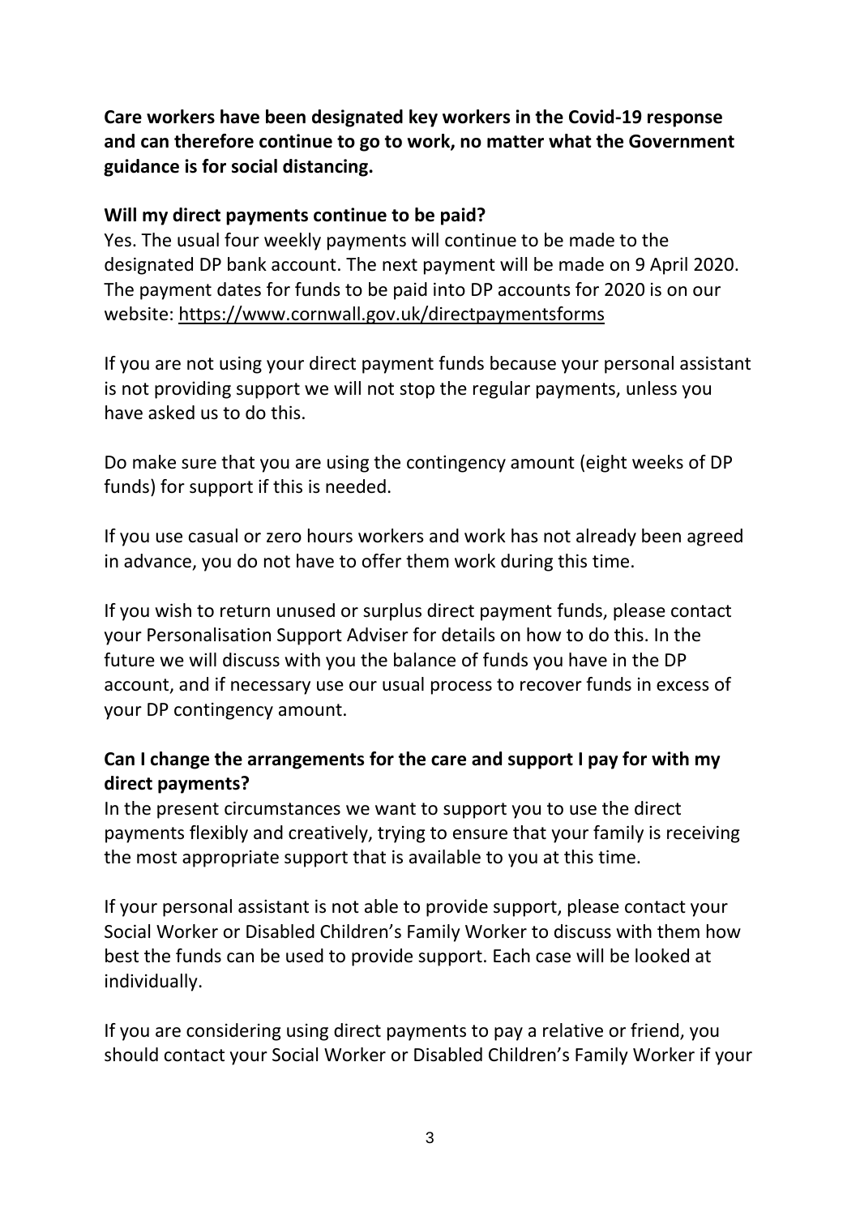**Care workers have been designated key workers in the Covid-19 response and can therefore continue to go to work, no matter what the Government guidance is for social distancing.**

### Will my direct payments continue to be paid?

Yes. The usual four weekly payments will continue to be made to the designated DP bank account. The next payment will be made on 9 April 2020. The payment dates for funds to be paid into DP accounts for 2020 is on our website: https://www.cornwall.gov.uk/directpaymentsforms

If you are not using your direct payment funds because your personal assistant is not providing support we will not stop the regular payments, unless you have asked us to do this.

Do make sure that you are using the contingency amount (eight weeks of DP funds) for support if this is needed.

If you use casual or zero hours workers and work has not already been agreed in advance, you do not have to offer them work during this time.

If you wish to return unused or surplus direct payment funds, please contact your Personalisation Support Adviser for details on how to do this. In the future we will discuss with you the balance of funds you have in the DP account, and if necessary use our usual process to recover funds in excess of your DP contingency amount.

### Can I change the arrangements for the care and support I pay for with my direct payments?

In the present circumstances we want to support you to use the direct payments flexibly and creatively, trying to ensure that your family is receiving the most appropriate support that is available to you at this time.

If your personal assistant is not able to provide support, please contact your Social Worker or Disabled Children's Family Worker to discuss with them how best the funds can be used to provide support. Each case will be looked at individually.

If you are considering using direct payments to pay a relative or friend, you should contact your Social Worker or Disabled Children's Family Worker if your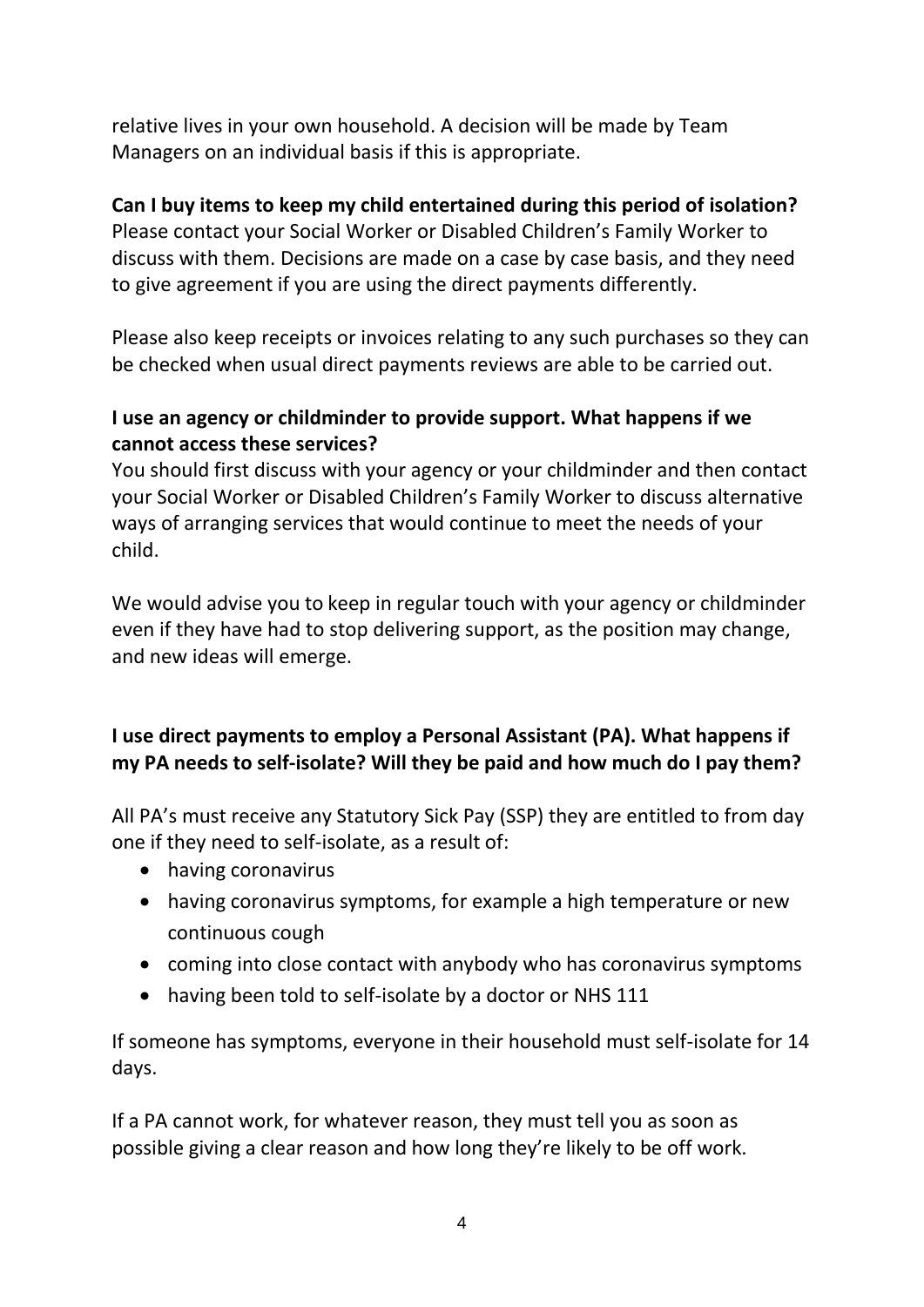relative lives in your own household. A decision will be made by Team Managers on an individual basis if this is appropriate.

**Can I buy items to keep my child entertained during this period of isolation?**
Please contact your Social Worker or Disabled Children's Family Worker to discuss with them. Decisions are made on a case by case basis, and they need to give agreement if you are using the direct payments differently.

Please also keep receipts or invoices relating to any such purchases so they can be checked when usual direct payments reviews are able to be carried out.

**I use an agency or childminder to provide support. What happens if we cannot access these services?**
You should first discuss with your agency or your childminder and then contact your Social Worker or Disabled Children's Family Worker to discuss alternative ways of arranging services that would continue to meet the needs of your child.

We would advise you to keep in regular touch with your agency or childminder even if they have had to stop delivering support, as the position may change, and new ideas will emerge.

**I use direct payments to employ a Personal Assistant (PA). What happens if my PA needs to self-isolate? Will they be paid and how much do I pay them?**

All PA's must receive any Statutory Sick Pay (SSP) they are entitled to from day one if they need to self-isolate, as a result of:

- having coronavirus
- having coronavirus symptoms, for example a high temperature or new continuous cough
- coming into close contact with anybody who has coronavirus symptoms
- having been told to self-isolate by a doctor or NHS 111

If someone has symptoms, everyone in their household must self-isolate for 14 days.

If a PA cannot work, for whatever reason, they must tell you as soon as possible giving a clear reason and how long they're likely to be off work.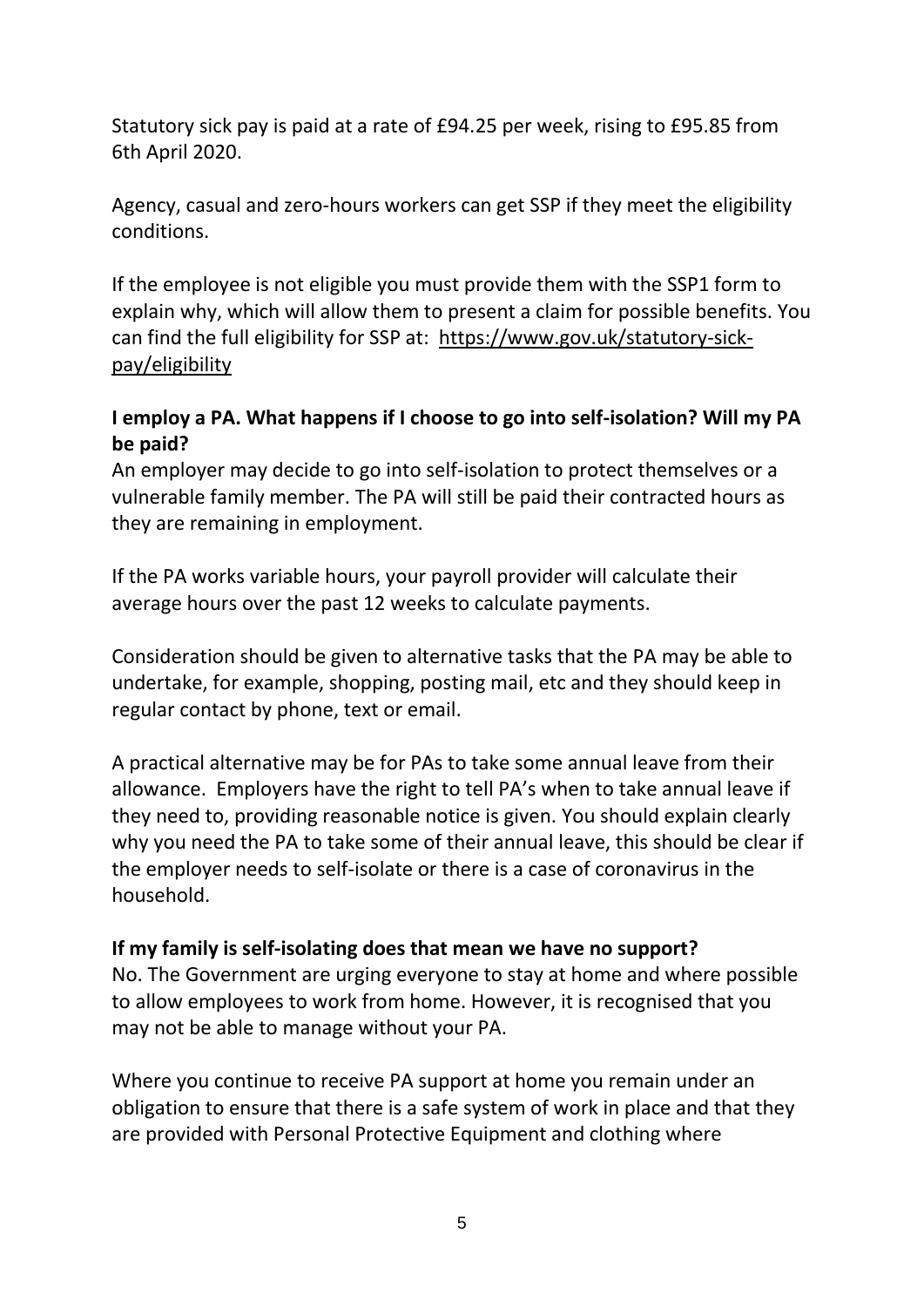Statutory sick pay is paid at a rate of £94.25 per week, rising to £95.85 from 6th April 2020.

Agency, casual and zero-hours workers can get SSP if they meet the eligibility conditions.

If the employee is not eligible you must provide them with the SSP1 form to explain why, which will allow them to present a claim for possible benefits. You can find the full eligibility for SSP at: [https://www.gov.uk/statutory-sick-pay/eligibility](https://www.gov.uk/statutory-sick-pay/eligibility)

**I employ a PA. What happens if I choose to go into self-isolation? Will my PA be paid?**

An employer may decide to go into self-isolation to protect themselves or a vulnerable family member. The PA will still be paid their contracted hours as they are remaining in employment.

If the PA works variable hours, your payroll provider will calculate their average hours over the past 12 weeks to calculate payments.

Consideration should be given to alternative tasks that the PA may be able to undertake, for example, shopping, posting mail, etc and they should keep in regular contact by phone, text or email.

A practical alternative may be for PAs to take some annual leave from their allowance. Employers have the right to tell PA's when to take annual leave if they need to, providing reasonable notice is given. You should explain clearly why you need the PA to take some of their annual leave, this should be clear if the employer needs to self-isolate or there is a case of coronavirus in the household.

**If my family is self-isolating does that mean we have no support?**

No. The Government are urging everyone to stay at home and where possible to allow employees to work from home. However, it is recognised that you may not be able to manage without your PA.

Where you continue to receive PA support at home you remain under an obligation to ensure that there is a safe system of work in place and that they are provided with Personal Protective Equipment and clothing where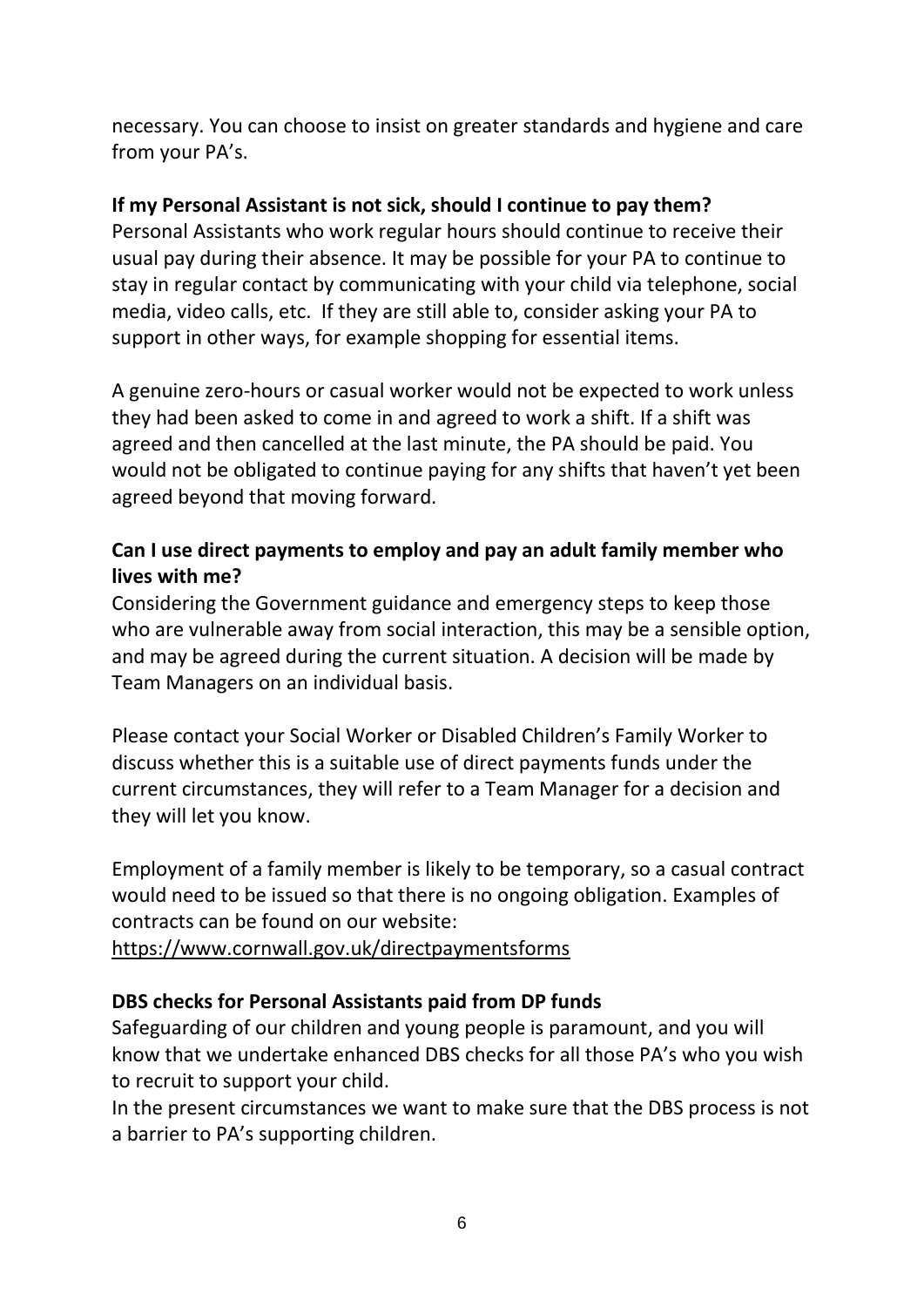necessary. You can choose to insist on greater standards and hygiene and care from your PA's.

**If my Personal Assistant is not sick, should I continue to pay them?**

Personal Assistants who work regular hours should continue to receive their usual pay during their absence. It may be possible for your PA to continue to stay in regular contact by communicating with your child via telephone, social media, video calls, etc.  If they are still able to, consider asking your PA to support in other ways, for example shopping for essential items.

A genuine zero-hours or casual worker would not be expected to work unless they had been asked to come in and agreed to work a shift. If a shift was agreed and then cancelled at the last minute, the PA should be paid. You would not be obligated to continue paying for any shifts that haven't yet been agreed beyond that moving forward.

**Can I use direct payments to employ and pay an adult family member who lives with me?**

Considering the Government guidance and emergency steps to keep those who are vulnerable away from social interaction, this may be a sensible option, and may be agreed during the current situation. A decision will be made by Team Managers on an individual basis.

Please contact your Social Worker or Disabled Children's Family Worker to discuss whether this is a suitable use of direct payments funds under the current circumstances, they will refer to a Team Manager for a decision and they will let you know.

Employment of a family member is likely to be temporary, so a casual contract would need to be issued so that there is no ongoing obligation. Examples of contracts can be found on our website:
https://www.cornwall.gov.uk/directpaymentsforms

**DBS checks for Personal Assistants paid from DP funds**

Safeguarding of our children and young people is paramount, and you will know that we undertake enhanced DBS checks for all those PA's who you wish to recruit to support your child.
In the present circumstances we want to make sure that the DBS process is not a barrier to PA's supporting children.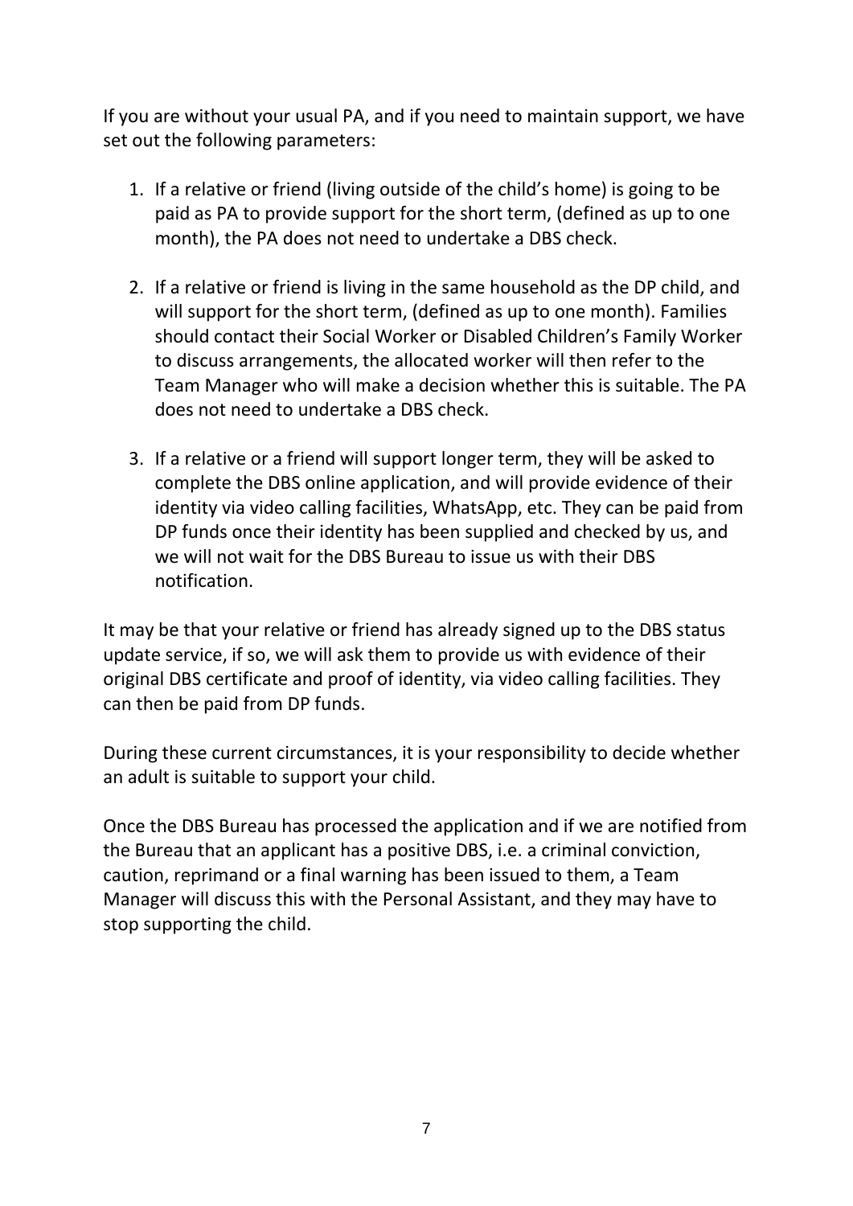If you are without your usual PA, and if you need to maintain support, we have set out the following parameters:

1. If a relative or friend (living outside of the child's home) is going to be paid as PA to provide support for the short term, (defined as up to one month), the PA does not need to undertake a DBS check.

2. If a relative or friend is living in the same household as the DP child, and will support for the short term, (defined as up to one month). Families should contact their Social Worker or Disabled Children's Family Worker to discuss arrangements, the allocated worker will then refer to the Team Manager who will make a decision whether this is suitable. The PA does not need to undertake a DBS check.

3. If a relative or a friend will support longer term, they will be asked to complete the DBS online application, and will provide evidence of their identity via video calling facilities, WhatsApp, etc. They can be paid from DP funds once their identity has been supplied and checked by us, and we will not wait for the DBS Bureau to issue us with their DBS notification.

It may be that your relative or friend has already signed up to the DBS status update service, if so, we will ask them to provide us with evidence of their original DBS certificate and proof of identity, via video calling facilities. They can then be paid from DP funds.

During these current circumstances, it is your responsibility to decide whether an adult is suitable to support your child.

Once the DBS Bureau has processed the application and if we are notified from the Bureau that an applicant has a positive DBS, i.e. a criminal conviction, caution, reprimand or a final warning has been issued to them, a Team Manager will discuss this with the Personal Assistant, and they may have to stop supporting the child.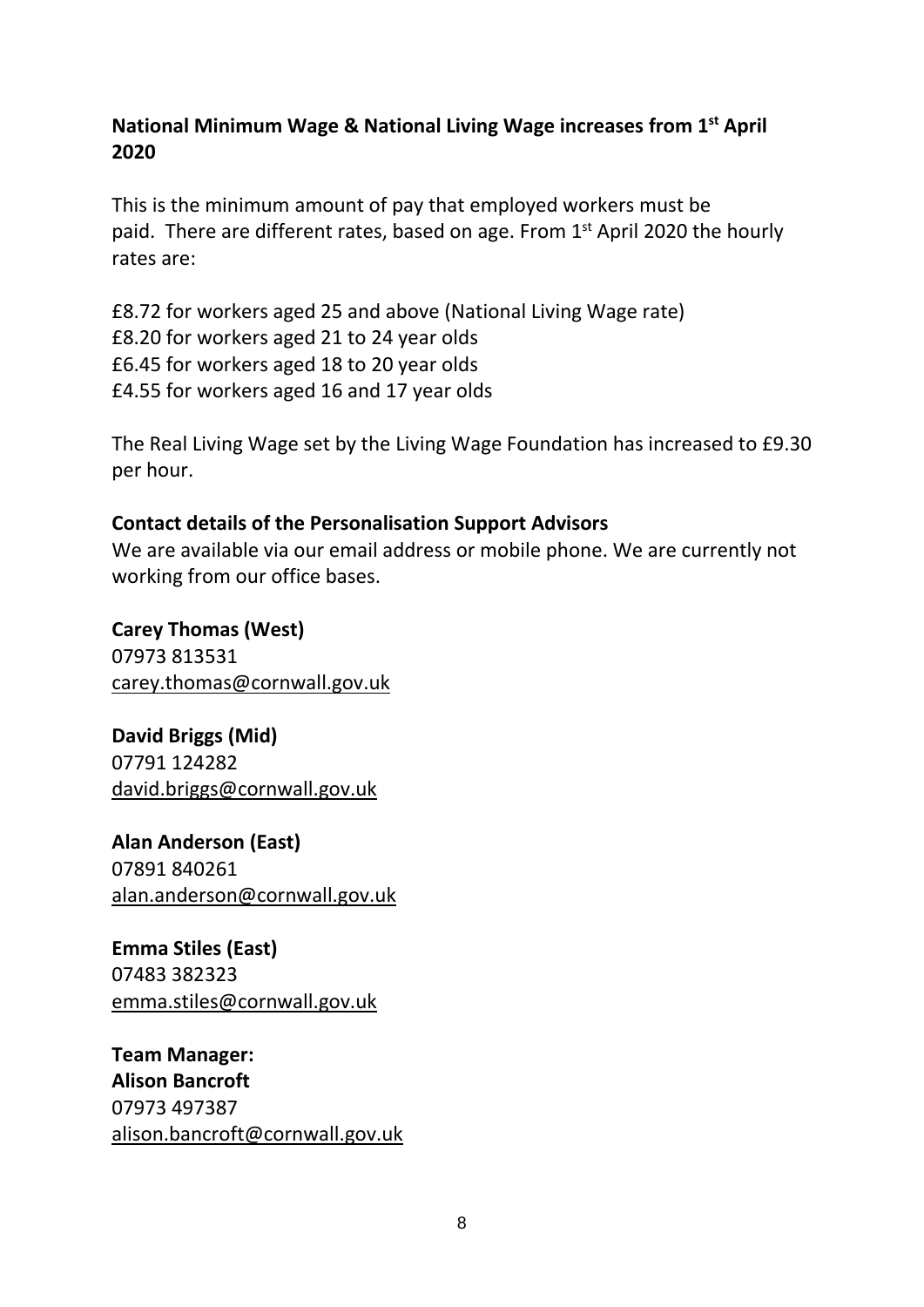**National Minimum Wage & National Living Wage increases from 1st April 2020**

This is the minimum amount of pay that employed workers must be paid. There are different rates, based on age. From 1st April 2020 the hourly rates are:

£8.72 for workers aged 25 and above (National Living Wage rate)
£8.20 for workers aged 21 to 24 year olds
£6.45 for workers aged 18 to 20 year olds
£4.55 for workers aged 16 and 17 year olds

The Real Living Wage set by the Living Wage Foundation has increased to £9.30 per hour.

**Contact details of the Personalisation Support Advisors**

We are available via our email address or mobile phone. We are currently not working from our office bases.

**Carey Thomas (West)**
07973 813531
carey.thomas@cornwall.gov.uk

**David Briggs (Mid)**
07791 124282
david.briggs@cornwall.gov.uk

**Alan Anderson (East)**
07891 840261
alan.anderson@cornwall.gov.uk

**Emma Stiles (East)**
07483 382323
emma.stiles@cornwall.gov.uk

**Team Manager:**
**Alison Bancroft**
07973 497387
alison.bancroft@cornwall.gov.uk